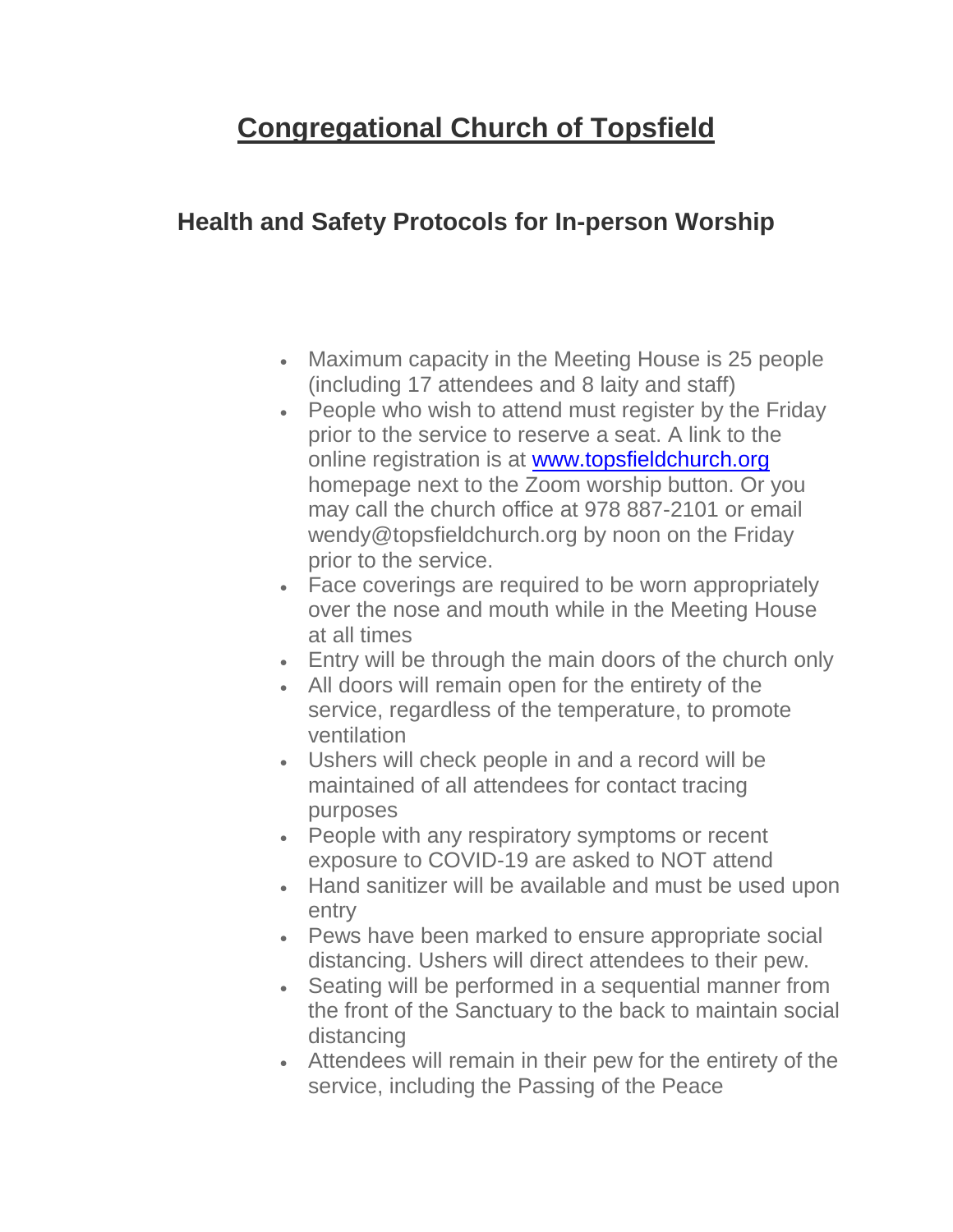# Congregational Church of Topsfield

## Health and Safety Protocols for In-person Worship

- Maximum capacity in the Meeting House is 25 people (including 17 attendees and 8 laity and staff)
- People who wish to attend must register by the Friday prior to the service to reserve a seat. A link to the online registration is at www.topsfieldchurch.org homepage next to the Zoom worship button. Or you may call the church office at 978 887-2101 or email wendy@topsfieldchurch.org by noon on the Friday prior to the service.
- Face coverings are required to be worn appropriately over the nose and mouth while in the Meeting House at all times
- Entry will be through the main doors of the church only
- All doors will remain open for the entirety of the service, regardless of the temperature, to promote ventilation
- Ushers will check people in and a record will be maintained of all attendees for contact tracing purposes
- People with any respiratory symptoms or recent exposure to COVID-19 are asked to NOT attend
- Hand sanitizer will be available and must be used upon entry
- Pews have been marked to ensure appropriate social distancing. Ushers will direct attendees to their pew.
- Seating will be performed in a sequential manner from the front of the Sanctuary to the back to maintain social distancing
- Attendees will remain in their pew for the entirety of the service, including the Passing of the Peace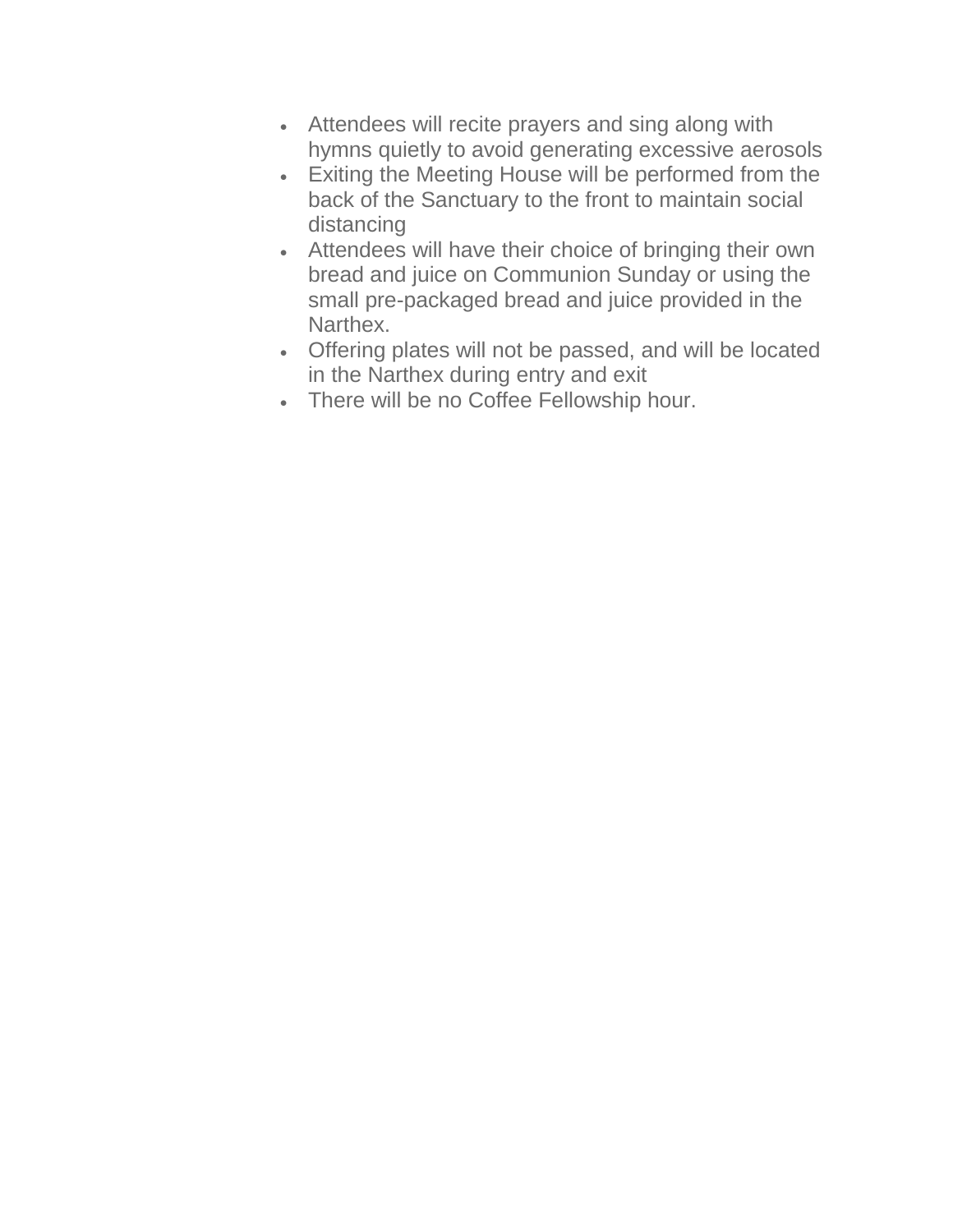- Attendees will recite prayers and sing along with hymns quietly to avoid generating excessive aerosols
- Exiting the Meeting House will be performed from the back of the Sanctuary to the front to maintain social distancing
- Attendees will have their choice of bringing their own bread and juice on Communion Sunday or using the small pre-packaged bread and juice provided in the Narthex.
- Offering plates will not be passed, and will be located in the Narthex during entry and exit
- There will be no Coffee Fellowship hour.